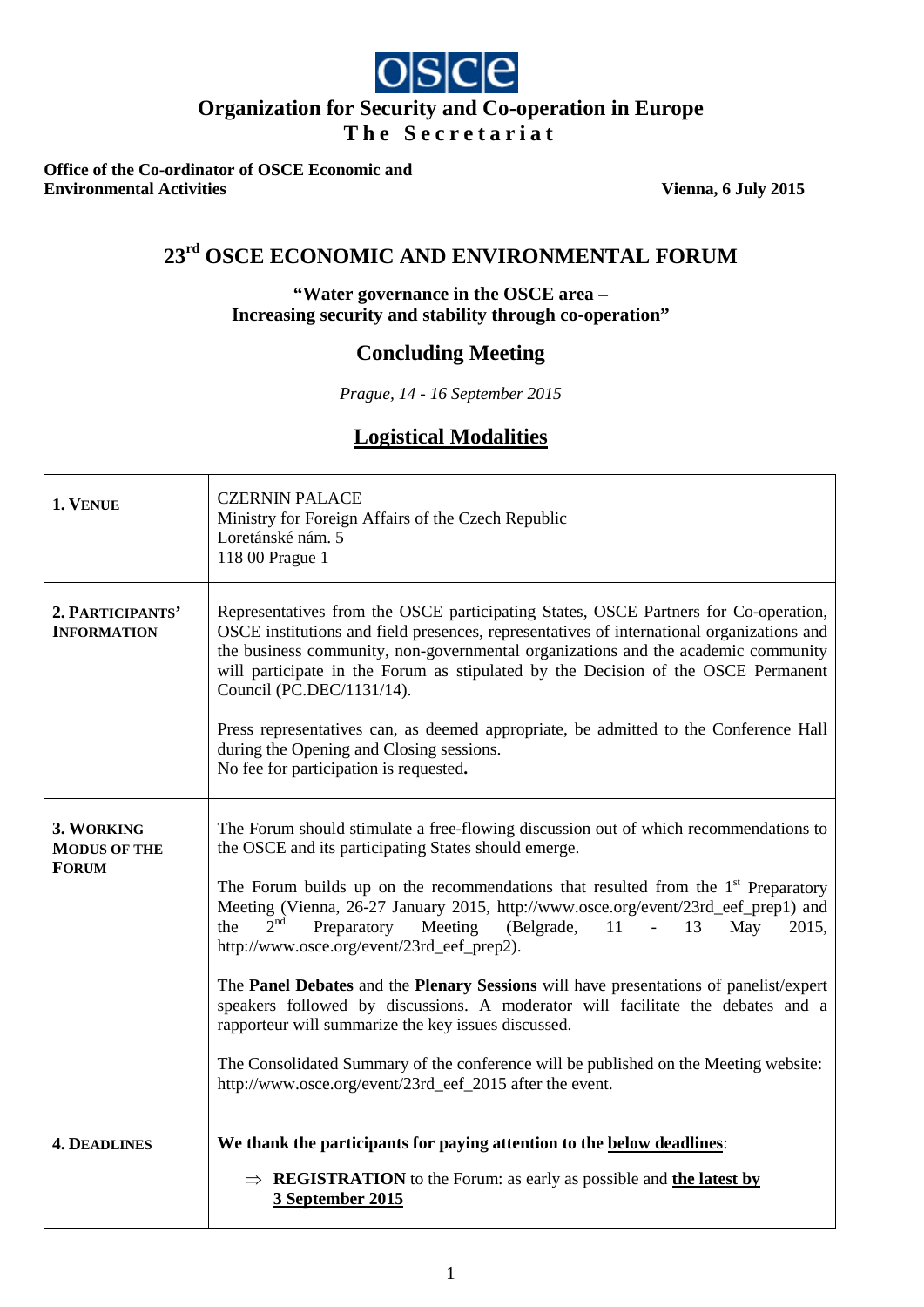**osce**

# Organization for Security and Co-operation in Europe

**The Secretariat**

**Office of the Co-ordinator of OSCE Economic and Environmental Activities**

**Vienna, 6 July 2015**

## 23rd OSCE ECONOMIC AND ENVIRONMENTAL FORUM

**"Water governance in the OSCE area – Increasing security and stability through co-operation"**

## Concluding Meeting

*Prague, 14 - 16 September 2015*

## Logistical Modalities

| | |
|---|---|
| **1. VENUE** | CZERNIN PALACE<br>Ministry for Foreign Affairs of the Czech Republic<br>Loretánské nám. 5<br>118 00 Prague 1 |
| **2. PARTICIPANTS' INFORMATION** | Representatives from the OSCE participating States, OSCE Partners for Co-operation, OSCE institutions and field presences, representatives of international organizations and the business community, non-governmental organizations and the academic community will participate in the Forum as stipulated by the Decision of the OSCE Permanent Council (PC.DEC/1131/14).<br><br>Press representatives can, as deemed appropriate, be admitted to the Conference Hall during the Opening and Closing sessions.<br>No fee for participation is requested**.** |
| **3. WORKING MODUS OF THE FORUM** | The Forum should stimulate a free-flowing discussion out of which recommendations to the OSCE and its participating States should emerge.<br><br>The Forum builds up on the recommendations that resulted from the 1st Preparatory Meeting (Vienna, 26-27 January 2015, http://www.osce.org/event/23rd_eef_prep1) and the 2nd Preparatory Meeting (Belgrade, 11 - 13 May 2015, http://www.osce.org/event/23rd_eef_prep2).<br><br>The **Panel Debates** and the **Plenary Sessions** will have presentations of panelist/expert speakers followed by discussions. A moderator will facilitate the debates and a rapporteur will summarize the key issues discussed.<br><br>The Consolidated Summary of the conference will be published on the Meeting website: http://www.osce.org/event/23rd_eef_2015 after the event. |
| **4. DEADLINES** | **We thank the participants for paying attention to the below deadlines**:<br><br>⇒ **REGISTRATION** to the Forum: as early as possible and **the latest by 3 September 2015** |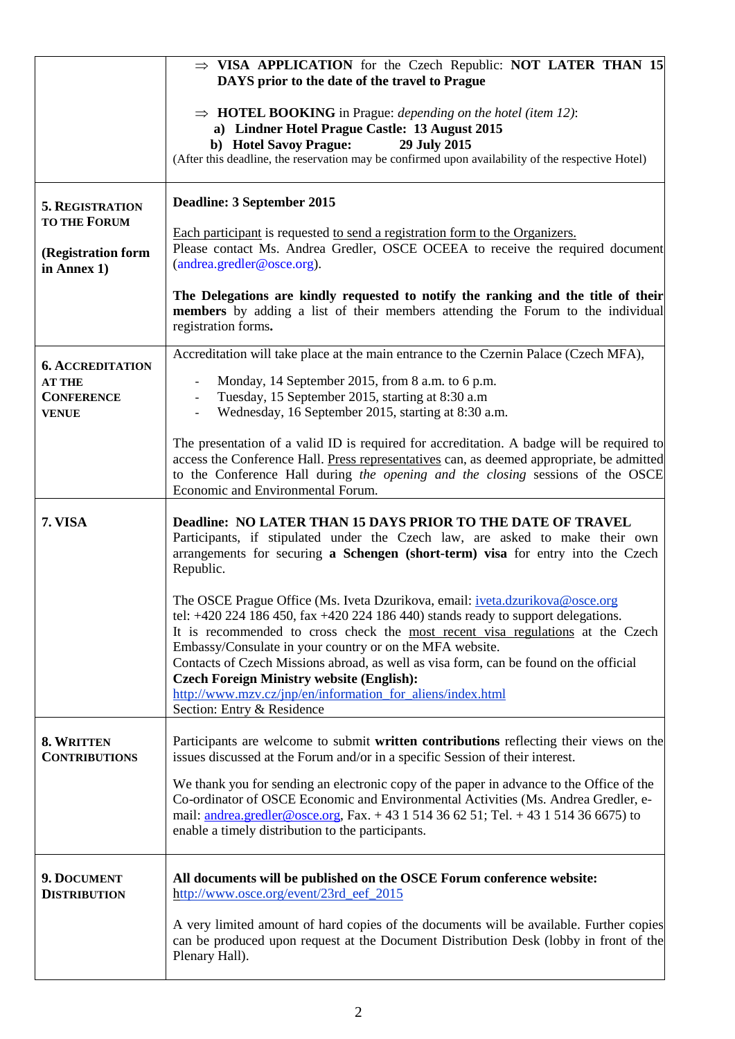| | |
|---|---|
| | ⇒ **VISA APPLICATION** for the Czech Republic: **NOT LATER THAN 15 DAYS prior to the date of the travel to Prague**<br><br>⇒ **HOTEL BOOKING** in Prague: *depending on the hotel (item 12)*:<br>**a) Lindner Hotel Prague Castle: 13 August 2015**<br>**b) Hotel Savoy Prague: 29 July 2015**<br>(After this deadline, the reservation may be confirmed upon availability of the respective Hotel) |
| **5. REGISTRATION TO THE FORUM**<br><br>**(Registration form in Annex 1)** | **Deadline: 3 September 2015**<br><br>Each participant is requested to send a registration form to the Organizers.<br>Please contact Ms. Andrea Gredler, OSCE OCEEA to receive the required document (andrea.gredler@osce.org).<br><br>**The Delegations are kindly requested to notify the ranking and the title of their members** by adding a list of their members attending the Forum to the individual registration forms**.** |
| **6. ACCREDITATION AT THE CONFERENCE VENUE** | Accreditation will take place at the main entrance to the Czernin Palace (Czech MFA),<br><br>- Monday, 14 September 2015, from 8 a.m. to 6 p.m.<br>- Tuesday, 15 September 2015, starting at 8:30 a.m<br>- Wednesday, 16 September 2015, starting at 8:30 a.m.<br><br>The presentation of a valid ID is required for accreditation. A badge will be required to access the Conference Hall. Press representatives can, as deemed appropriate, be admitted to the Conference Hall during *the opening and the closing* sessions of the OSCE Economic and Environmental Forum. |
| **7. VISA** | **Deadline: NO LATER THAN 15 DAYS PRIOR TO THE DATE OF TRAVEL**<br>Participants, if stipulated under the Czech law, are asked to make their own arrangements for securing **a Schengen (short-term) visa** for entry into the Czech Republic.<br><br>The OSCE Prague Office (Ms. Iveta Dzurikova, email: iveta.dzurikova@osce.org tel: +420 224 186 450, fax +420 224 186 440) stands ready to support delegations.<br>It is recommended to cross check the most recent visa regulations at the Czech Embassy/Consulate in your country or on the MFA website.<br>Contacts of Czech Missions abroad, as well as visa form, can be found on the official **Czech Foreign Ministry website (English):**<br>http://www.mzv.cz/jnp/en/information_for_aliens/index.html<br>Section: Entry & Residence |
| **8. WRITTEN CONTRIBUTIONS** | Participants are welcome to submit **written contributions** reflecting their views on the issues discussed at the Forum and/or in a specific Session of their interest.<br><br>We thank you for sending an electronic copy of the paper in advance to the Office of the Co-ordinator of OSCE Economic and Environmental Activities (Ms. Andrea Gredler, e-mail: andrea.gredler@osce.org, Fax. + 43 1 514 36 62 51; Tel. + 43 1 514 36 6675) to enable a timely distribution to the participants. |
| **9. DOCUMENT DISTRIBUTION** | **All documents will be published on the OSCE Forum conference website:**<br>http://www.osce.org/event/23rd_eef_2015<br><br>A very limited amount of hard copies of the documents will be available. Further copies can be produced upon request at the Document Distribution Desk (lobby in front of the Plenary Hall). |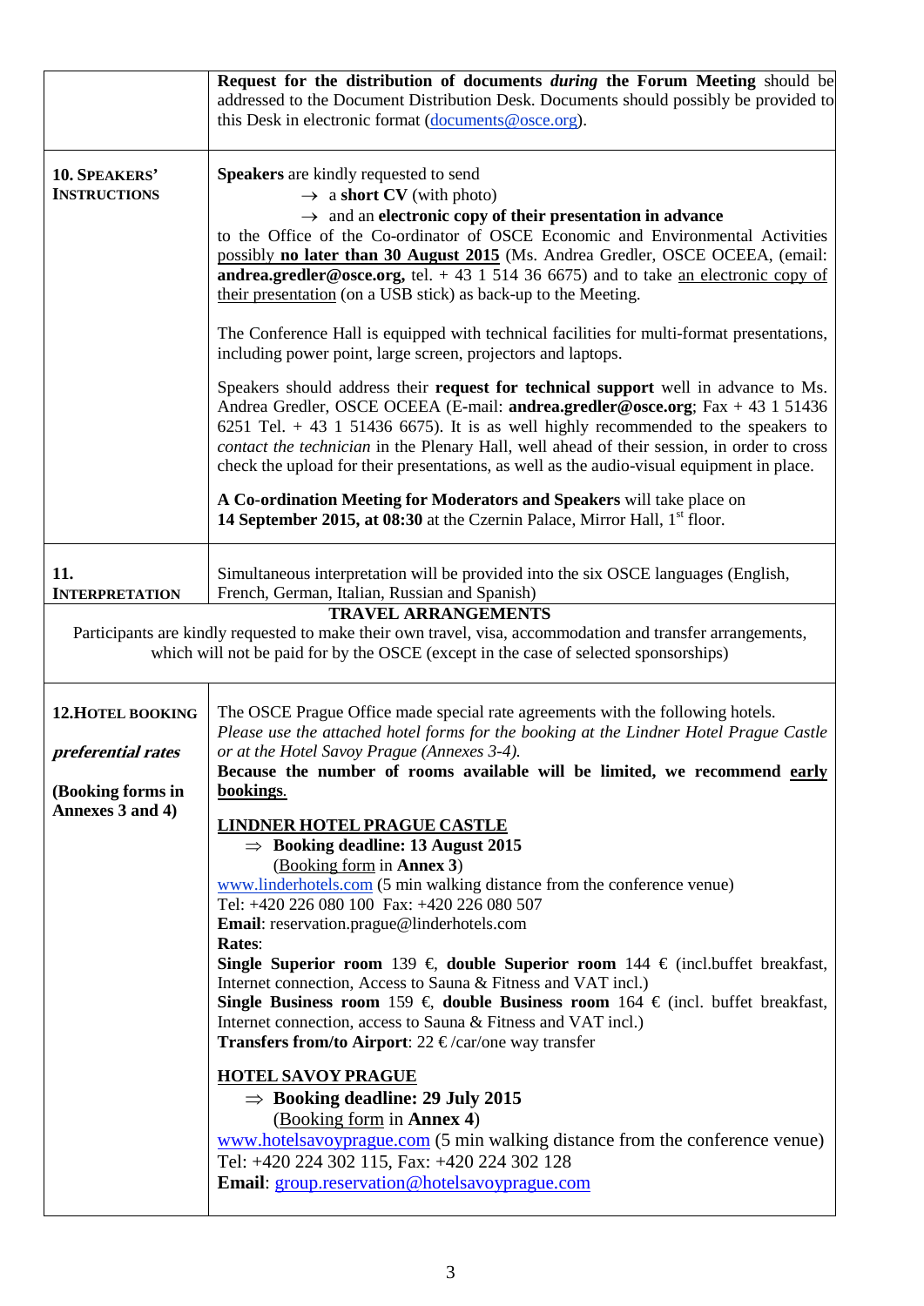| | |
|---|---|
| | **Request for the distribution of documents *during* the Forum Meeting** should be addressed to the Document Distribution Desk. Documents should possibly be provided to this Desk in electronic format (documents@osce.org). |
| **10. SPEAKERS' INSTRUCTIONS** | **Speakers** are kindly requested to send<br>→ a **short CV** (with photo)<br>→ and an **electronic copy of their presentation in advance**<br>to the Office of the Co-ordinator of OSCE Economic and Environmental Activities possibly **no later than 30 August 2015** (Ms. Andrea Gredler, OSCE OCEEA, (email: **andrea.gredler@osce.org,** tel. + 43 1 514 36 6675) and to take an electronic copy of their presentation (on a USB stick) as back-up to the Meeting.<br><br>The Conference Hall is equipped with technical facilities for multi-format presentations, including power point, large screen, projectors and laptops.<br><br>Speakers should address their **request for technical support** well in advance to Ms. Andrea Gredler, OSCE OCEEA (E-mail: **andrea.gredler@osce.org**; Fax + 43 1 51436 6251 Tel. + 43 1 51436 6675). It is as well highly recommended to the speakers to *contact the technician* in the Plenary Hall, well ahead of their session, in order to cross check the upload for their presentations, as well as the audio-visual equipment in place.<br><br>**A Co-ordination Meeting for Moderators and Speakers** will take place on **14 September 2015, at 08:30** at the Czernin Palace, Mirror Hall, 1st floor. |
| **11. INTERPRETATION** | Simultaneous interpretation will be provided into the six OSCE languages (English, French, German, Italian, Russian and Spanish) |

**TRAVEL ARRANGEMENTS**

Participants are kindly requested to make their own travel, visa, accommodation and transfer arrangements, which will not be paid for by the OSCE (except in the case of selected sponsorships)

| | |
|---|---|
| **12.HOTEL BOOKING**<br><br>***preferential rates***<br><br>**(Booking forms in Annexes 3 and 4)** | The OSCE Prague Office made special rate agreements with the following hotels.<br>*Please use the attached hotel forms for the booking at the Lindner Hotel Prague Castle or at the Hotel Savoy Prague (Annexes 3-4).*<br>**Because the number of rooms available will be limited, we recommend early bookings.**<br><br>**LINDNER HOTEL PRAGUE CASTLE**<br>⇒ **Booking deadline: 13 August 2015**<br>(Booking form in **Annex 3**)<br>www.linderhotels.com (5 min walking distance from the conference venue)<br>Tel: +420 226 080 100 Fax: +420 226 080 507<br>**Email**: reservation.prague@linderhotels.com<br>**Rates**:<br>**Single Superior room** 139 €, **double Superior room** 144 € (incl.buffet breakfast, Internet connection, Access to Sauna & Fitness and VAT incl.)<br>**Single Business room** 159 €, **double Business room** 164 € (incl. buffet breakfast, Internet connection, access to Sauna & Fitness and VAT incl.)<br>**Transfers from/to Airport**: 22 € /car/one way transfer<br><br>**HOTEL SAVOY PRAGUE**<br>⇒ **Booking deadline: 29 July 2015**<br>(Booking form in **Annex 4**)<br>www.hotelsavoyprague.com (5 min walking distance from the conference venue)<br>Tel: +420 224 302 115, Fax: +420 224 302 128<br>**Email**: group.reservation@hotelsavoyprague.com |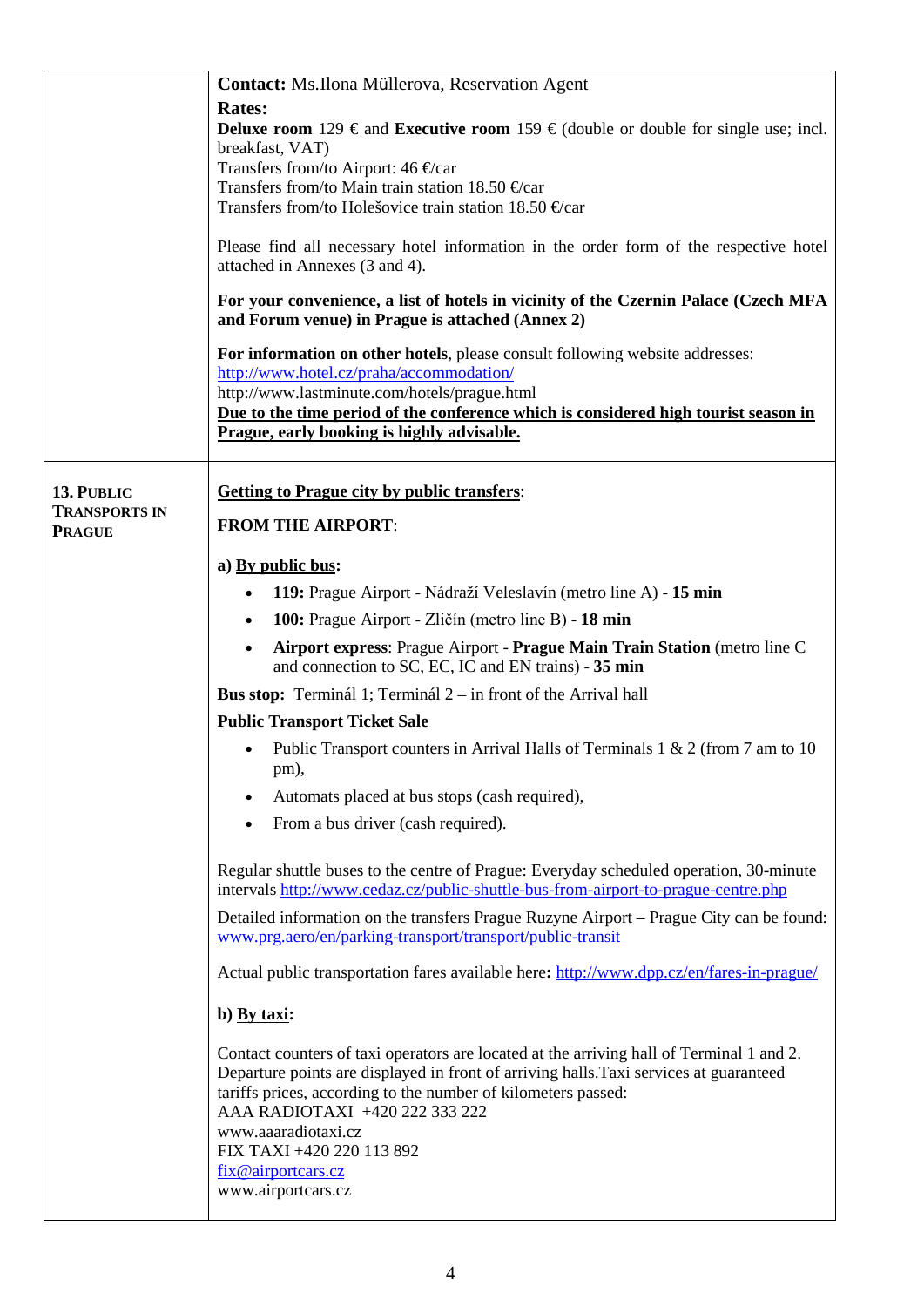| | |
|---|---|
| | **Contact:** Ms.Ilona Müllerova, Reservation Agent<br>**Rates:**<br>**Deluxe room** 129 € and **Executive room** 159 € (double or double for single use; incl. breakfast, VAT)<br>Transfers from/to Airport: 46 €/car<br>Transfers from/to Main train station 18.50 €/car<br>Transfers from/to Holešovice train station 18.50 €/car<br><br>Please find all necessary hotel information in the order form of the respective hotel attached in Annexes (3 and 4).<br><br>**For your convenience, a list of hotels in vicinity of the Czernin Palace (Czech MFA and Forum venue) in Prague is attached (Annex 2)**<br><br>**For information on other hotels**, please consult following website addresses:<br>http://www.hotel.cz/praha/accommodation/<br>http://www.lastminute.com/hotels/prague.html<br>**Due to the time period of the conference which is considered high tourist season in Prague, early booking is highly advisable.** |
| **13. Public Transports in Prague** | **Getting to Prague city by public transfers**:<br><br>**FROM THE AIRPORT**:<br><br>**a) By public bus:**<br>• **119:** Prague Airport - Nádraží Veleslavín (metro line A) - **15 min**<br>• **100:** Prague Airport - Zličín (metro line B) - **18 min**<br>• **Airport express**: Prague Airport - **Prague Main Train Station** (metro line C and connection to SC, EC, IC and EN trains) - **35 min**<br><br>**Bus stop:** Terminál 1; Terminál 2 – in front of the Arrival hall<br>**Public Transport Ticket Sale**<br>• Public Transport counters in Arrival Halls of Terminals 1 & 2 (from 7 am to 10 pm),<br>• Automats placed at bus stops (cash required),<br>• From a bus driver (cash required).<br><br>Regular shuttle buses to the centre of Prague: Everyday scheduled operation, 30-minute intervals http://www.cedaz.cz/public-shuttle-bus-from-airport-to-prague-centre.php<br><br>Detailed information on the transfers Prague Ruzyne Airport – Prague City can be found: www.prg.aero/en/parking-transport/transport/public-transit<br><br>Actual public transportation fares available here**:** http://www.dpp.cz/en/fares-in-prague/<br><br>**b) By taxi:**<br><br>Contact counters of taxi operators are located at the arriving hall of Terminal 1 and 2. Departure points are displayed in front of arriving halls.Taxi services at guaranteed tariffs prices, according to the number of kilometers passed:<br>AAA RADIOTAXI +420 222 333 222<br>www.aaaradiotaxi.cz<br>FIX TAXI +420 220 113 892<br>fix@airportcars.cz<br>www.airportcars.cz |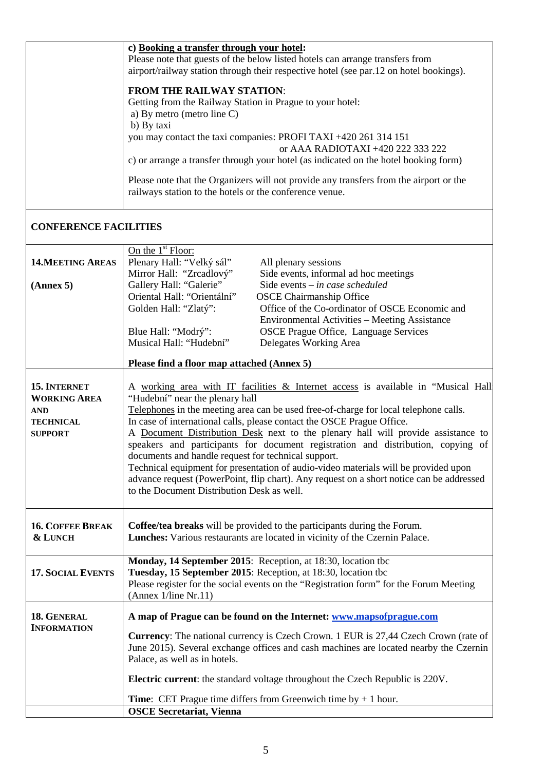| | |
|---|---|
| | **c) <u>Booking a transfer through your hotel</u>:**<br>Please note that guests of the below listed hotels can arrange transfers from airport/railway station through their respective hotel (see par.12 on hotel bookings).<br><br>**FROM THE RAILWAY STATION**:<br>Getting from the Railway Station in Prague to your hotel:<br>a) By metro (metro line C)<br>b) By taxi<br>you may contact the taxi companies: PROFI TAXI +420 261 314 151<br>or AAA RADIOTAXI +420 222 333 222<br>c) or arrange a transfer through your hotel (as indicated on the hotel booking form)<br><br>Please note that the Organizers will not provide any transfers from the airport or the railways station to the hotels or the conference venue. |

## CONFERENCE FACILITIES

| | |
|---|---|
| **14. MEETING AREAS**<br><br>**(Annex 5)** | <u>On the 1st Floor:</u><br>Plenary Hall: "Velký sál" — All plenary sessions<br>Mirror Hall: "Zrcadlový" — Side events, informal ad hoc meetings<br>Gallery Hall: "Galerie" — Side events – *in case scheduled*<br>Oriental Hall: "Orientální" — OSCE Chairmanship Office<br>Golden Hall: "Zlatý": — Office of the Co-ordinator of OSCE Economic and Environmental Activities – Meeting Assistance<br>Blue Hall: "Modrý": — OSCE Prague Office, Language Services<br>Musical Hall: "Hudební" — Delegates Working Area<br><br>**Please find a floor map attached (Annex 5)** |
| **15. INTERNET WORKING AREA AND TECHNICAL SUPPORT** | A <u>working area with IT facilities & Internet access</u> is available in "Musical Hall "Hudební" near the plenary hall<br><u>Telephones</u> in the meeting area can be used free-of-charge for local telephone calls. In case of international calls, please contact the OSCE Prague Office.<br>A <u>Document Distribution Desk</u> next to the plenary hall will provide assistance to speakers and participants for document registration and distribution, copying of documents and handle request for technical support.<br><u>Technical equipment for presentation</u> of audio-video materials will be provided upon advance request (PowerPoint, flip chart). Any request on a short notice can be addressed to the Document Distribution Desk as well. |
| **16. COFFEE BREAK & LUNCH** | **Coffee/tea breaks** will be provided to the participants during the Forum.<br>**Lunches:** Various restaurants are located in vicinity of the Czernin Palace. |
| **17. SOCIAL EVENTS** | **Monday, 14 September 2015**: Reception, at 18:30, location tbc<br>**Tuesday, 15 September 2015**: Reception, at 18:30, location tbc<br>Please register for the social events on the "Registration form" for the Forum Meeting (Annex 1/line Nr.11) |
| **18. GENERAL INFORMATION** | **A map of Prague can be found on the Internet: [www.mapsofprague.com](www.mapsofprague.com)**<br><br>**Currency**: The national currency is Czech Crown. 1 EUR is 27,44 Czech Crown (rate of June 2015). Several exchange offices and cash machines are located nearby the Czernin Palace, as well as in hotels.<br><br>**Electric current**: the standard voltage throughout the Czech Republic is 220V.<br><br>**Time**: CET Prague time differs from Greenwich time by + 1 hour. |
| | **OSCE Secretariat, Vienna** |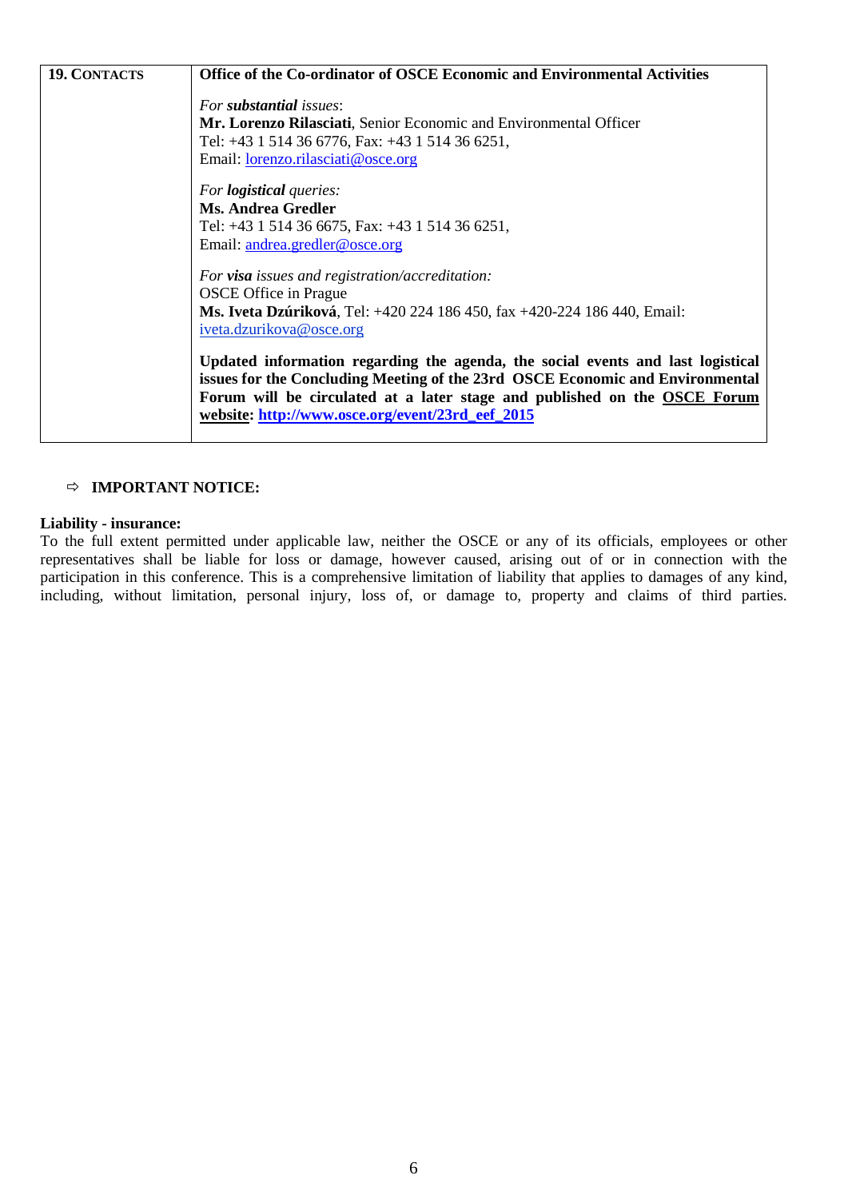| **19. CONTACTS** | **Office of the Co-ordinator of OSCE Economic and Environmental Activities**<br><br>*For **substantial** issues*:<br>**Mr. Lorenzo Rilasciati**, Senior Economic and Environmental Officer<br>Tel: +43 1 514 36 6776, Fax: +43 1 514 36 6251,<br>Email: lorenzo.rilasciati@osce.org<br><br>*For **logistical** queries:*<br>**Ms. Andrea Gredler**<br>Tel: +43 1 514 36 6675, Fax: +43 1 514 36 6251,<br>Email: andrea.gredler@osce.org<br><br>*For **visa** issues and registration/accreditation:*<br>OSCE Office in Prague<br>**Ms. Iveta Dzúriková**, Tel: +420 224 186 450, fax +420-224 186 440, Email: iveta.dzurikova@osce.org<br><br>**Updated information regarding the agenda, the social events and last logistical issues for the Concluding Meeting of the 23rd OSCE Economic and Environmental Forum will be circulated at a later stage and published on the OSCE Forum website: http://www.osce.org/event/23rd_eef_2015** |
|---|---|

⇨ **IMPORTANT NOTICE:**

**Liability - insurance:**
To the full extent permitted under applicable law, neither the OSCE or any of its officials, employees or other representatives shall be liable for loss or damage, however caused, arising out of or in connection with the participation in this conference. This is a comprehensive limitation of liability that applies to damages of any kind, including, without limitation, personal injury, loss of, or damage to, property and claims of third parties.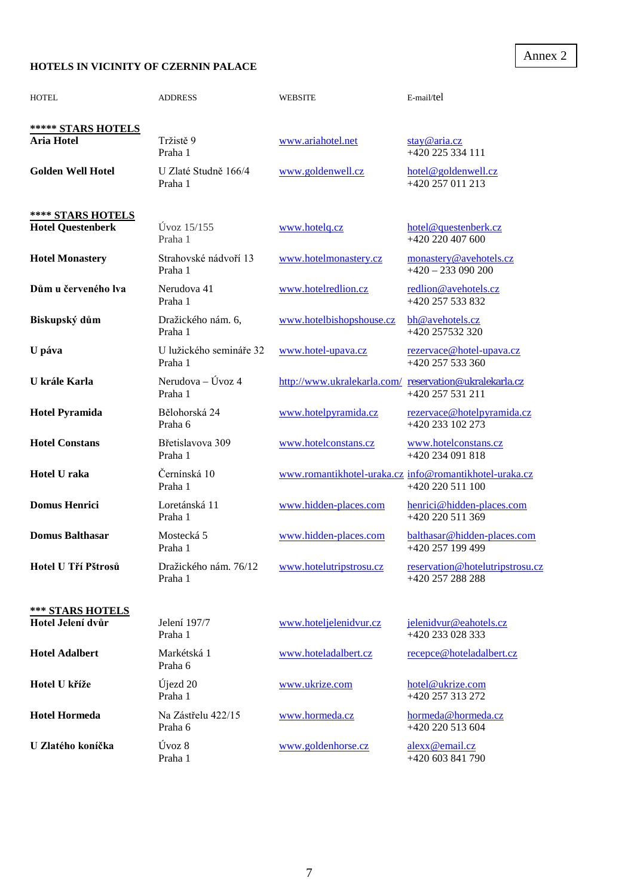Annex 2

**HOTELS IN VICINITY OF CZERNIN PALACE**

| HOTEL | ADDRESS | WEBSITE | E-mail/tel |
|---|---|---|---|
| **\*\*\*\*\* STARS HOTELS** | | | |
| **Aria Hotel** | Tržistě 9<br>Praha 1 | www.ariahotel.net | stay@aria.cz<br>+420 225 334 111 |
| **Golden Well Hotel** | U Zlaté Studně 166/4<br>Praha 1 | www.goldenwell.cz | hotel@goldenwell.cz<br>+420 257 011 213 |
| **\*\*\*\* STARS HOTELS** | | | |
| **Hotel Questenberk** | Úvoz 15/155<br>Praha 1 | www.hotelq.cz | hotel@questenberk.cz<br>+420 220 407 600 |
| **Hotel Monastery** | Strahovské nádvoří 13<br>Praha 1 | www.hotelmonastery.cz | monastery@avehotels.cz<br>+420 – 233 090 200 |
| **Dům u červeného lva** | Nerudova 41<br>Praha 1 | www.hotelredlion.cz | redlion@avehotels.cz<br>+420 257 533 832 |
| **Biskupský dům** | Dražického nám. 6,<br>Praha 1 | www.hotelbishopshouse.cz | bh@avehotels.cz<br>+420 257532 320 |
| **U páva** | U lužického semináře 32<br>Praha 1 | www.hotel-upava.cz | rezervace@hotel-upava.cz<br>+420 257 533 360 |
| **U krále Karla** | Nerudova – Úvoz 4<br>Praha 1 | http://www.ukralekarla.com/ | reservation@ukralekarla.cz<br>+420 257 531 211 |
| **Hotel Pyramida** | Bělohorská 24<br>Praha 6 | www.hotelpyramida.cz | rezervace@hotelpyramida.cz<br>+420 233 102 273 |
| **Hotel Constans** | Břetislavova 309<br>Praha 1 | www.hotelconstans.cz | www.hotelconstans.cz<br>+420 234 091 818 |
| **Hotel U raka** | Černínská 10<br>Praha 1 | www.romantikhotel-uraka.cz | info@romantikhotel-uraka.cz<br>+420 220 511 100 |
| **Domus Henrici** | Loretánská 11<br>Praha 1 | www.hidden-places.com | henrici@hidden-places.com<br>+420 220 511 369 |
| **Domus Balthasar** | Mostecká 5<br>Praha 1 | www.hidden-places.com | balthasar@hidden-places.com<br>+420 257 199 499 |
| **Hotel U Tří Pštrosů** | Dražického nám. 76/12<br>Praha 1 | www.hotelutripstrosu.cz | reservation@hotelutripstrosu.cz<br>+420 257 288 288 |
| **\*\*\* STARS HOTELS** | | | |
| **Hotel Jelení dvůr** | Jelení 197/7<br>Praha 1 | www.hoteljelenidvur.cz | jelenidvur@eahotels.cz<br>+420 233 028 333 |
| **Hotel Adalbert** | Markétská 1<br>Praha 6 | www.hoteladalbert.cz | recepce@hoteladalbert.cz |
| **Hotel U kříže** | Újezd 20<br>Praha 1 | www.ukrize.com | hotel@ukrize.com<br>+420 257 313 272 |
| **Hotel Hormeda** | Na Zástřelu 422/15<br>Praha 6 | www.hormeda.cz | hormeda@hormeda.cz<br>+420 220 513 604 |
| **U Zlatého koníčka** | Úvoz 8<br>Praha 1 | www.goldenhorse.cz | alexx@email.cz<br>+420 603 841 790 |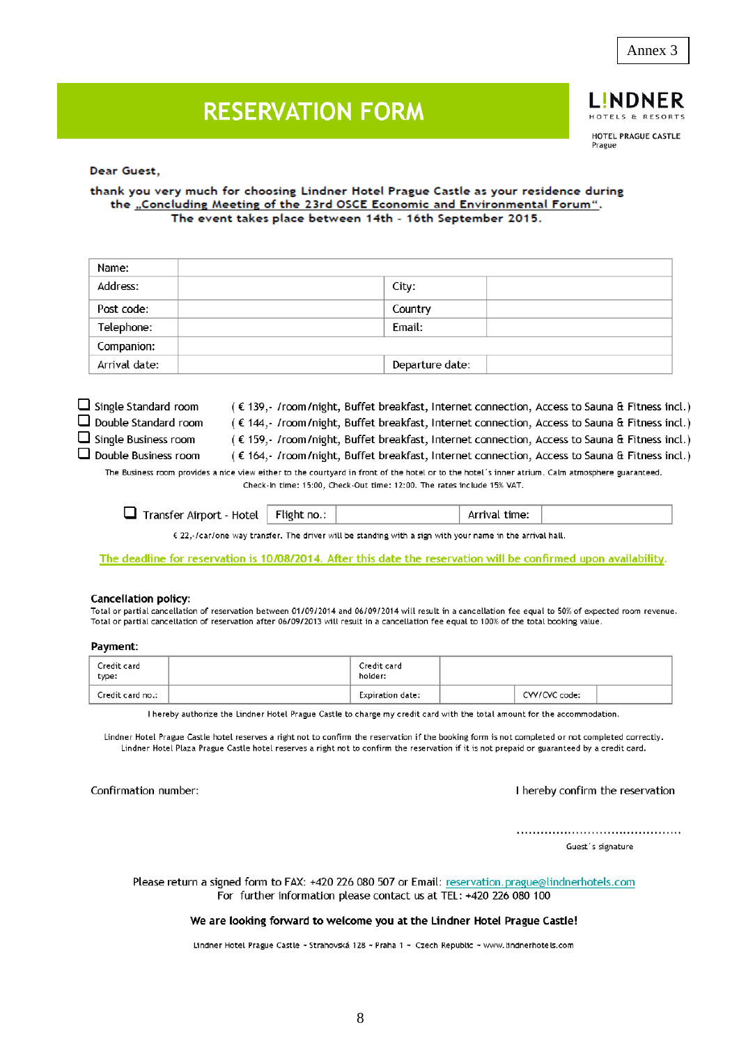Annex 3

# RESERVATION FORM

LINDNER HOTELS & RESORTS

HOTEL PRAGUE CASTLE
Prague

**Dear Guest,**

**thank you very much for choosing Lindner Hotel Prague Castle as your residence during the „Concluding Meeting of the 23rd OSCE Economic and Environmental Forum“. The event takes place between 14th - 16th September 2015.**

| Name: | | | |
|---|---|---|---|
| Address: | | City: | |
| Post code: | | Country | |
| Telephone: | | Email: | |
| Companion: | | | |
| Arrival date: | | Departure date: | |

- ☐ Single Standard room ( € 139,- /room/night, Buffet breakfast, Internet connection, Access to Sauna & Fitness incl.)
- ☐ Double Standard room ( € 144,- /room/night, Buffet breakfast, Internet connection, Access to Sauna & Fitness incl.)
- ☐ Single Business room ( € 159,- /room/night, Buffet breakfast, Internet connection, Access to Sauna & Fitness incl.)
- ☐ Double Business room ( € 164,- /room/night, Buffet breakfast, Internet connection, Access to Sauna & Fitness incl.)

The Business room provides a nice view either to the courtyard in front of the hotel or to the hotel´s inner atrium. Calm atmosphere guaranteed. Check-In time: 15:00, Check-Out time: 12:00. The rates include 15% VAT.

| ☐ Transfer Airport - Hotel | Flight no.: | | Arrival time: | |
|---|---|---|---|---|

€ 22,-/car/one way transfer. The driver will be standing with a sign with your name in the arrival hall.

The deadline for reservation is 10/08/2014. After this date the reservation will be confirmed upon availability.

**Cancellation policy:**

Total or partial cancellation of reservation between 01/09/2014 and 06/09/2014 will result in a cancellation fee equal to 50% of expected room revenue.
Total or partial cancellation of reservation after 06/09/2013 will result in a cancellation fee equal to 100% of the total booking value.

**Payment:**

| Credit card type: | | Credit card holder: | | | |
|---|---|---|---|---|---|
| Credit card no.: | | Expiration date: | | CVV/CVC code: | |

I hereby authorize the Lindner Hotel Prague Castle to charge my credit card with the total amount for the accommodation.

Lindner Hotel Prague Castle hotel reserves a right not to confirm the reservation if the booking form is not completed or not completed correctly.
Lindner Hotel Plaza Prague Castle hotel reserves a right not to confirm the reservation if it is not prepaid or guaranteed by a credit card.

Confirmation number:

I hereby confirm the reservation

.............................................
Guest´s signature

Please return a signed form to FAX: +420 226 080 507 or Email: reservation.prague@lindnerhotels.com
For further information please contact us at TEL: +420 226 080 100

**We are looking forward to welcome you at the Lindner Hotel Prague Castle!**

Lindner Hotel Prague Castle ~ Strahovská 128 ~ Praha 1 ~ Czech Republic ~ www.lindnerhotels.com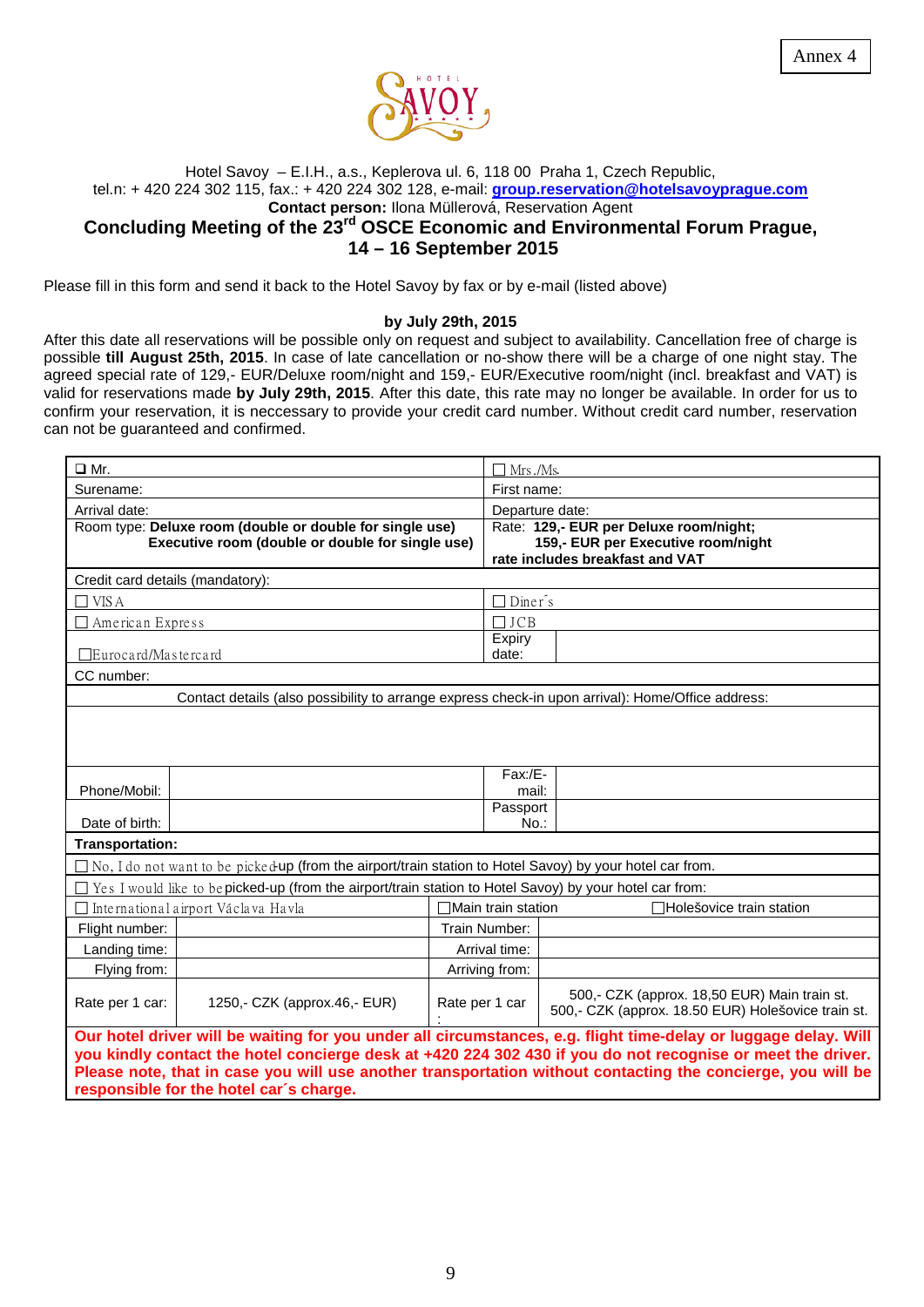Annex 4

HOTEL SAVOY

Hotel Savoy – E.I.H., a.s., Keplerova ul. 6, 118 00 Praha 1, Czech Republic,
tel.n: + 420 224 302 115, fax.: + 420 224 302 128, e-mail: **group.reservation@hotelsavoyprague.com**
**Contact person:** Ilona Müllerová, Reservation Agent

## Concluding Meeting of the 23rd OSCE Economic and Environmental Forum Prague, 14 – 16 September 2015

Please fill in this form and send it back to the Hotel Savoy by fax or by e-mail (listed above)

**by July 29th, 2015**

After this date all reservations will be possible only on request and subject to availability. Cancellation free of charge is possible **till August 25th, 2015**. In case of late cancellation or no-show there will be a charge of one night stay. The agreed special rate of 129,- EUR/Deluxe room/night and 159,- EUR/Executive room/night (incl. breakfast and VAT) is valid for reservations made **by July 29th, 2015**. After this date, this rate may no longer be available. In order for us to confirm your reservation, it is neccessary to provide your credit card number. Without credit card number, reservation can not be guaranteed and confirmed.

| ❑ Mr. | ☐ Mrs./Ms. |
|---|---|
| Surename: | First name: |
| Arrival date: | Departure date: |
| Room type: **Deluxe room (double or double for single use)** **Executive room (double or double for single use)** | Rate: **129,- EUR per Deluxe room/night;** **159,- EUR per Executive room/night** **rate includes breakfast and VAT** |
| Credit card details (mandatory): | |
| ☐ VISA | ☐ Diner´s |
| ☐ American Express | ☐ JCB |
| ☐ Eurocard/Mastercard | Expiry date: |
| CC number: | |
| Contact details (also possibility to arrange express check-in upon arrival): Home/Office address: | |
| | |
| Phone/Mobil: | Fax:/E-mail: |
| Date of birth: | Passport No.: |

| **Transportation:** | | | |
|---|---|---|---|
| ☐ No, I do not want to be picked-up (from the airport/train station to Hotel Savoy) by your hotel car from. | | | |
| ☐ Yes I would like to be picked-up (from the airport/train station to Hotel Savoy) by your hotel car from: | | | |
| ☐ International airport Václava Havla | | ☐ Main train station | ☐ Holešovice train station |
| Flight number: | | Train Number: | |
| Landing time: | | Arrival time: | |
| Flying from: | | Arriving from: | |
| Rate per 1 car: | 1250,- CZK (approx.46,- EUR) | Rate per 1 car: | 500,- CZK (approx. 18,50 EUR) Main train st. 500,- CZK (approx. 18.50 EUR) Holešovice train st. |

**Our hotel driver will be waiting for you under all circumstances, e.g. flight time-delay or luggage delay. Will you kindly contact the hotel concierge desk at +420 224 302 430 if you do not recognise or meet the driver. Please note, that in case you will use another transportation without contacting the concierge, you will be responsible for the hotel car´s charge.**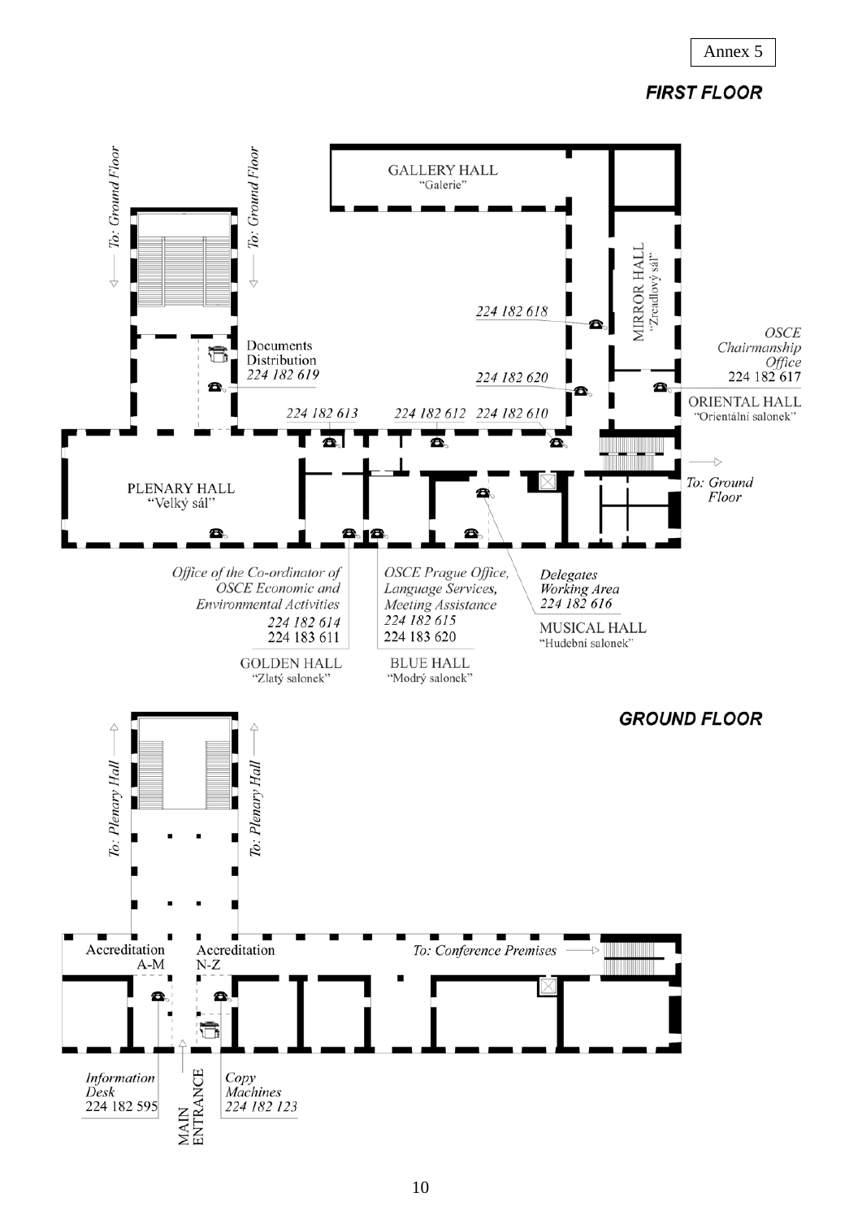Annex 5

## FIRST FLOOR

GALLERY HALL
"Galerie"

MIRROR HALL
"Zrcadlový sál"

To: Ground Floor

To: Ground Floor

224 182 618

Documents
Distribution
*224 182 619*

224 182 620

*OSCE*
*Chairmanship*
*Office*
224 182 617

ORIENTAL HALL
"Orientální salonek"

224 182 613

224 182 612

224 182 610

*To: Ground Floor*

PLENARY HALL
"Velký sál"

*Office of the Co-ordinator of OSCE Economic and Environmental Activities*
*224 182 614*
224 183 611

GOLDEN HALL
"Zlatý salonek"

*OSCE Prague Office, Language Services, Meeting Assistance*
*224 182 615*
224 183 620

BLUE HALL
"Modrý salonek"

*Delegates Working Area*
*224 182 616*

MUSICAL HALL
"Hudební salonek"

## GROUND FLOOR

*To: Plenary Hall*

*To: Plenary Hall*

Accreditation
A-M

Accreditation
N-Z

*To: Conference Premises*

*Information Desk*
224 182 595

MAIN ENTRANCE

*Copy Machines*
*224 182 123*